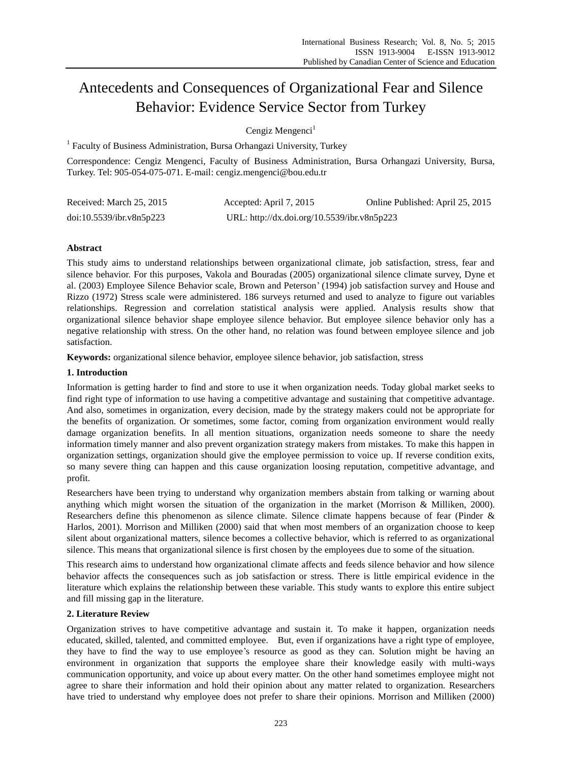# Antecedents and Consequences of Organizational Fear and Silence Behavior: Evidence Service Sector from Turkey

Cengiz Mengenci[1]

[1] Faculty of Business Administration, Bursa Orhangazi University, Turkey

Correspondence: Cengiz Mengenci, Faculty of Business Administration, Bursa Orhangazi University, Bursa, Turkey. Tel: 905-054-075-071. E-mail: cengiz.mengenci@bou.edu.tr

Received: March 25, 2015 Accepted: April 7, 2015 Online Published: April 25, 2015

doi:10.5539/ibr.v8n5p223 URL: http://dx.doi.org/10.5539/ibr.v8n5p223

**Abstract**

This study aims to understand relationships between organizational climate, job satisfaction, stress, fear and silence behavior. For this purposes, Vakola and Bouradas (2005) organizational silence climate survey, Dyne et al. (2003) Employee Silence Behavior scale, Brown and Peterson' (1994) job satisfaction survey and House and Rizzo (1972) Stress scale were administered. 186 surveys returned and used to analyze to figure out variables relationships. Regression and correlation statistical analysis were applied. Analysis results show that organizational silence behavior shape employee silence behavior. But employee silence behavior only has a negative relationship with stress. On the other hand, no relation was found between employee silence and job satisfaction.

**Keywords:** organizational silence behavior, employee silence behavior, job satisfaction, stress

## 1. Introduction

Information is getting harder to find and store to use it when organization needs. Today global market seeks to find right type of information to use having a competitive advantage and sustaining that competitive advantage. And also, sometimes in organization, every decision, made by the strategy makers could not be appropriate for the benefits of organization. Or sometimes, some factor, coming from organization environment would really damage organization benefits. In all mention situations, organization needs someone to share the needy information timely manner and also prevent organization strategy makers from mistakes. To make this happen in organization settings, organization should give the employee permission to voice up. If reverse condition exits, so many severe thing can happen and this cause organization loosing reputation, competitive advantage, and profit.

Researchers have been trying to understand why organization members abstain from talking or warning about anything which might worsen the situation of the organization in the market (Morrison & Milliken, 2000). Researchers define this phenomenon as silence climate. Silence climate happens because of fear (Pinder & Harlos, 2001). Morrison and Milliken (2000) said that when most members of an organization choose to keep silent about organizational matters, silence becomes a collective behavior, which is referred to as organizational silence. This means that organizational silence is first chosen by the employees due to some of the situation.

This research aims to understand how organizational climate affects and feeds silence behavior and how silence behavior affects the consequences such as job satisfaction or stress. There is little empirical evidence in the literature which explains the relationship between these variable. This study wants to explore this entire subject and fill missing gap in the literature.

## 2. Literature Review

Organization strives to have competitive advantage and sustain it. To make it happen, organization needs educated, skilled, talented, and committed employee. But, even if organizations have a right type of employee, they have to find the way to use employee's resource as good as they can. Solution might be having an environment in organization that supports the employee share their knowledge easily with multi-ways communication opportunity, and voice up about every matter. On the other hand sometimes employee might not agree to share their information and hold their opinion about any matter related to organization. Researchers have tried to understand why employee does not prefer to share their opinions. Morrison and Milliken (2000)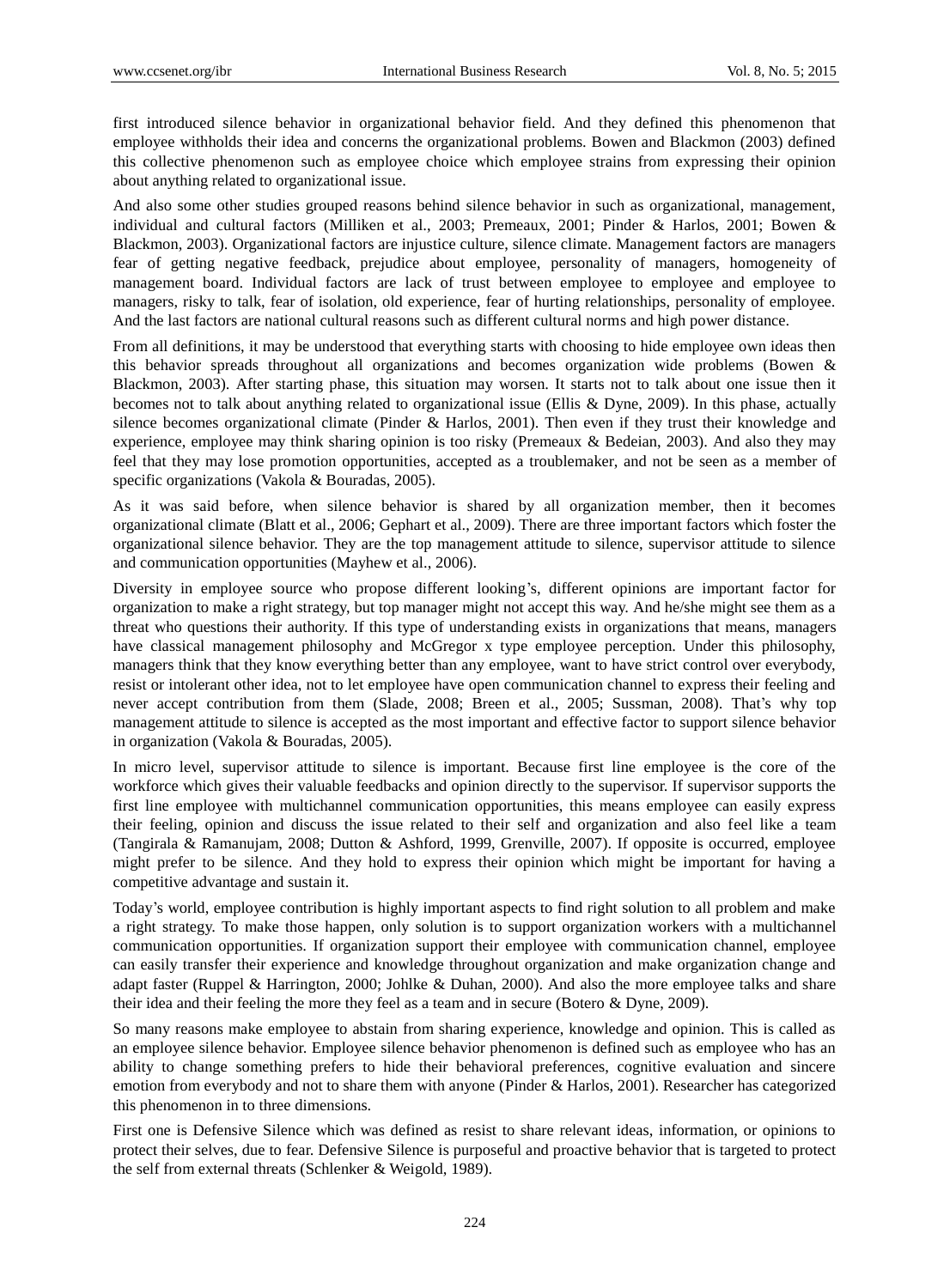first introduced silence behavior in organizational behavior field. And they defined this phenomenon that employee withholds their idea and concerns the organizational problems. Bowen and Blackmon (2003) defined this collective phenomenon such as employee choice which employee strains from expressing their opinion about anything related to organizational issue.

And also some other studies grouped reasons behind silence behavior in such as organizational, management, individual and cultural factors (Milliken et al., 2003; Premeaux, 2001; Pinder & Harlos, 2001; Bowen & Blackmon, 2003). Organizational factors are injustice culture, silence climate. Management factors are managers fear of getting negative feedback, prejudice about employee, personality of managers, homogeneity of management board. Individual factors are lack of trust between employee to employee and employee to managers, risky to talk, fear of isolation, old experience, fear of hurting relationships, personality of employee. And the last factors are national cultural reasons such as different cultural norms and high power distance.

From all definitions, it may be understood that everything starts with choosing to hide employee own ideas then this behavior spreads throughout all organizations and becomes organization wide problems (Bowen & Blackmon, 2003). After starting phase, this situation may worsen. It starts not to talk about one issue then it becomes not to talk about anything related to organizational issue (Ellis & Dyne, 2009). In this phase, actually silence becomes organizational climate (Pinder & Harlos, 2001). Then even if they trust their knowledge and experience, employee may think sharing opinion is too risky (Premeaux & Bedeian, 2003). And also they may feel that they may lose promotion opportunities, accepted as a troublemaker, and not be seen as a member of specific organizations (Vakola & Bouradas, 2005).

As it was said before, when silence behavior is shared by all organization member, then it becomes organizational climate (Blatt et al., 2006; Gephart et al., 2009). There are three important factors which foster the organizational silence behavior. They are the top management attitude to silence, supervisor attitude to silence and communication opportunities (Mayhew et al., 2006).

Diversity in employee source who propose different looking's, different opinions are important factor for organization to make a right strategy, but top manager might not accept this way. And he/she might see them as a threat who questions their authority. If this type of understanding exists in organizations that means, managers have classical management philosophy and McGregor x type employee perception. Under this philosophy, managers think that they know everything better than any employee, want to have strict control over everybody, resist or intolerant other idea, not to let employee have open communication channel to express their feeling and never accept contribution from them (Slade, 2008; Breen et al., 2005; Sussman, 2008). That's why top management attitude to silence is accepted as the most important and effective factor to support silence behavior in organization (Vakola & Bouradas, 2005).

In micro level, supervisor attitude to silence is important. Because first line employee is the core of the workforce which gives their valuable feedbacks and opinion directly to the supervisor. If supervisor supports the first line employee with multichannel communication opportunities, this means employee can easily express their feeling, opinion and discuss the issue related to their self and organization and also feel like a team (Tangirala & Ramanujam, 2008; Dutton & Ashford, 1999, Grenville, 2007). If opposite is occurred, employee might prefer to be silence. And they hold to express their opinion which might be important for having a competitive advantage and sustain it.

Today's world, employee contribution is highly important aspects to find right solution to all problem and make a right strategy. To make those happen, only solution is to support organization workers with a multichannel communication opportunities. If organization support their employee with communication channel, employee can easily transfer their experience and knowledge throughout organization and make organization change and adapt faster (Ruppel & Harrington, 2000; Johlke & Duhan, 2000). And also the more employee talks and share their idea and their feeling the more they feel as a team and in secure (Botero & Dyne, 2009).

So many reasons make employee to abstain from sharing experience, knowledge and opinion. This is called as an employee silence behavior. Employee silence behavior phenomenon is defined such as employee who has an ability to change something prefers to hide their behavioral preferences, cognitive evaluation and sincere emotion from everybody and not to share them with anyone (Pinder & Harlos, 2001). Researcher has categorized this phenomenon in to three dimensions.

First one is Defensive Silence which was defined as resist to share relevant ideas, information, or opinions to protect their selves, due to fear. Defensive Silence is purposeful and proactive behavior that is targeted to protect the self from external threats (Schlenker & Weigold, 1989).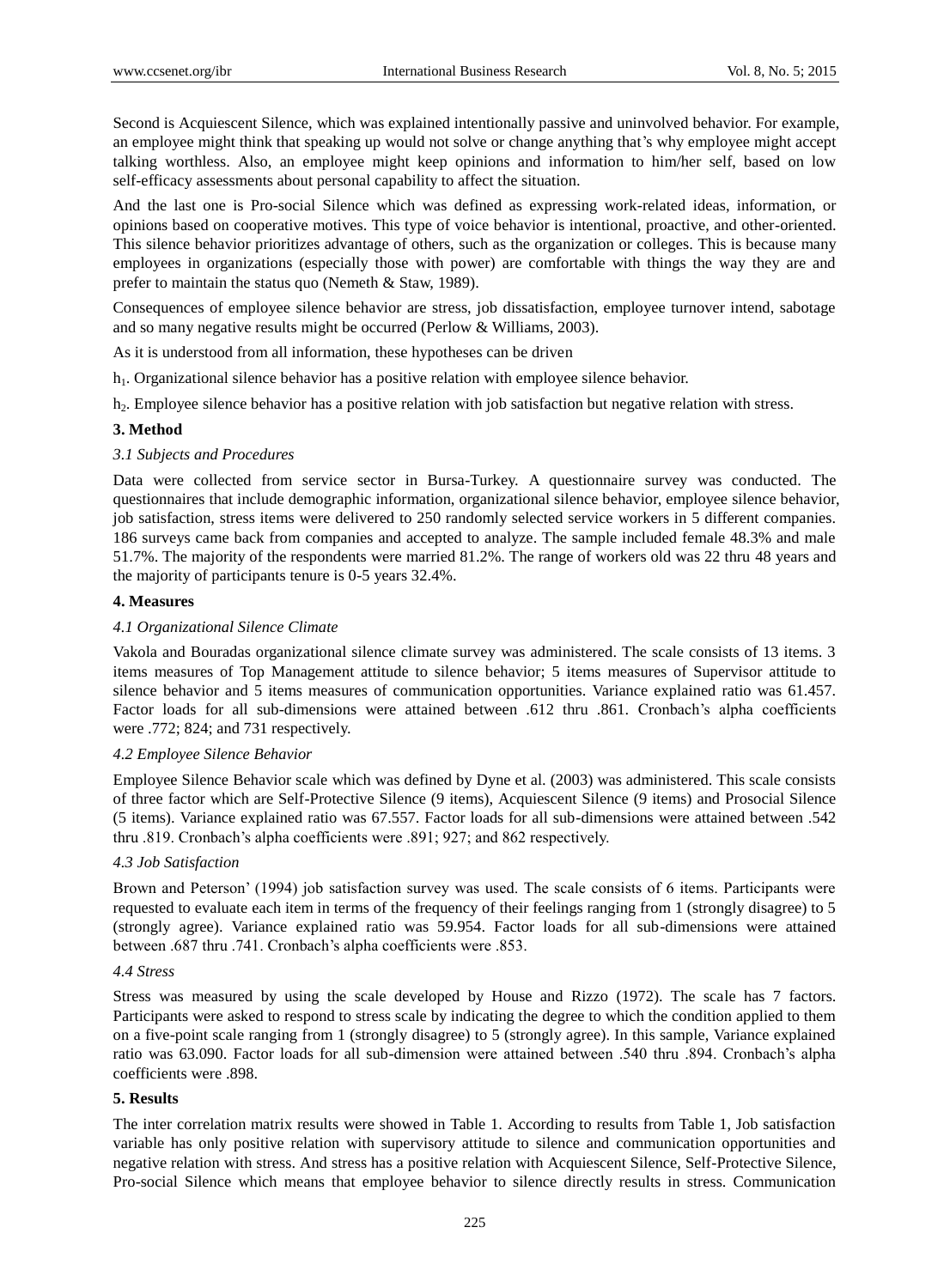Second is Acquiescent Silence, which was explained intentionally passive and uninvolved behavior. For example, an employee might think that speaking up would not solve or change anything that's why employee might accept talking worthless. Also, an employee might keep opinions and information to him/her self, based on low self-efficacy assessments about personal capability to affect the situation.

And the last one is Pro-social Silence which was defined as expressing work-related ideas, information, or opinions based on cooperative motives. This type of voice behavior is intentional, proactive, and other-oriented. This silence behavior prioritizes advantage of others, such as the organization or colleges. This is because many employees in organizations (especially those with power) are comfortable with things the way they are and prefer to maintain the status quo (Nemeth & Staw, 1989).

Consequences of employee silence behavior are stress, job dissatisfaction, employee turnover intend, sabotage and so many negative results might be occurred (Perlow & Williams, 2003).

As it is understood from all information, these hypotheses can be driven

$h_1$. Organizational silence behavior has a positive relation with employee silence behavior.

$h_2$. Employee silence behavior has a positive relation with job satisfaction but negative relation with stress.

## 3. Method

### *3.1 Subjects and Procedures*

Data were collected from service sector in Bursa-Turkey. A questionnaire survey was conducted. The questionnaires that include demographic information, organizational silence behavior, employee silence behavior, job satisfaction, stress items were delivered to 250 randomly selected service workers in 5 different companies. 186 surveys came back from companies and accepted to analyze. The sample included female 48.3% and male 51.7%. The majority of the respondents were married 81.2%. The range of workers old was 22 thru 48 years and the majority of participants tenure is 0-5 years 32.4%.

## 4. Measures

### *4.1 Organizational Silence Climate*

Vakola and Bouradas organizational silence climate survey was administered. The scale consists of 13 items. 3 items measures of Top Management attitude to silence behavior; 5 items measures of Supervisor attitude to silence behavior and 5 items measures of communication opportunities. Variance explained ratio was 61.457. Factor loads for all sub-dimensions were attained between .612 thru .861. Cronbach's alpha coefficients were .772; 824; and 731 respectively.

### *4.2 Employee Silence Behavior*

Employee Silence Behavior scale which was defined by Dyne et al. (2003) was administered. This scale consists of three factor which are Self-Protective Silence (9 items), Acquiescent Silence (9 items) and Prosocial Silence (5 items). Variance explained ratio was 67.557. Factor loads for all sub-dimensions were attained between .542 thru .819. Cronbach's alpha coefficients were .891; 927; and 862 respectively.

### *4.3 Job Satisfaction*

Brown and Peterson' (1994) job satisfaction survey was used. The scale consists of 6 items. Participants were requested to evaluate each item in terms of the frequency of their feelings ranging from 1 (strongly disagree) to 5 (strongly agree). Variance explained ratio was 59.954. Factor loads for all sub-dimensions were attained between .687 thru .741. Cronbach's alpha coefficients were .853.

### *4.4 Stress*

Stress was measured by using the scale developed by House and Rizzo (1972). The scale has 7 factors. Participants were asked to respond to stress scale by indicating the degree to which the condition applied to them on a five-point scale ranging from 1 (strongly disagree) to 5 (strongly agree). In this sample, Variance explained ratio was 63.090. Factor loads for all sub-dimension were attained between .540 thru .894. Cronbach's alpha coefficients were .898.

## 5. Results

The inter correlation matrix results were showed in Table 1. According to results from Table 1, Job satisfaction variable has only positive relation with supervisory attitude to silence and communication opportunities and negative relation with stress. And stress has a positive relation with Acquiescent Silence, Self-Protective Silence, Pro-social Silence which means that employee behavior to silence directly results in stress. Communication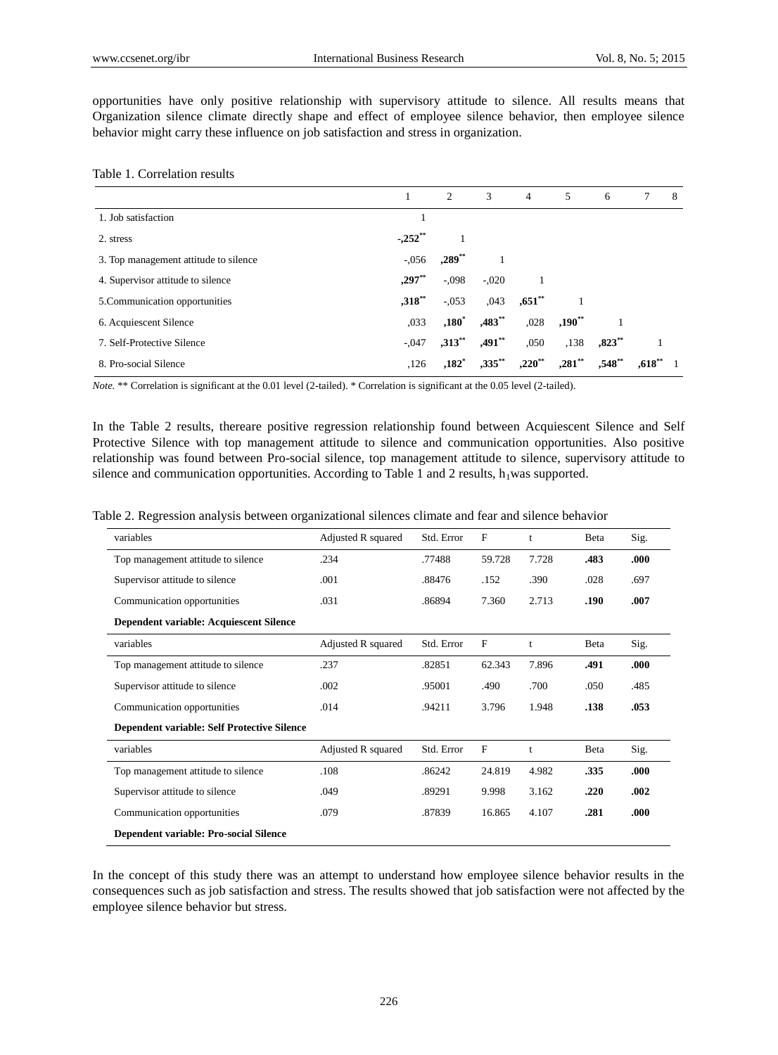opportunities have only positive relationship with supervisory attitude to silence. All results means that Organization silence climate directly shape and effect of employee silence behavior, then employee silence behavior might carry these influence on job satisfaction and stress in organization.

Table 1. Correlation results

| | 1 | 2 | 3 | 4 | 5 | 6 | 7 | 8 |
|---|---|---|---|---|---|---|---|---|
| 1. Job satisfaction | 1 | | | | | | | |
| 2. stress | **-,252**** | 1 | | | | | | |
| 3. Top management attitude to silence | -,056 | **,289**** | 1 | | | | | |
| 4. Supervisor attitude to silence | **,297**** | -,098 | -,020 | 1 | | | | |
| 5.Communication opportunities | **,318**** | -,053 | ,043 | **,651**** | 1 | | | |
| 6. Acquiescent Silence | ,033 | **,180*** | **,483**** | ,028 | **,190**** | 1 | | |
| 7. Self-Protective Silence | -,047 | **,313**** | **,491**** | ,050 | ,138 | **,823**** | 1 | |
| 8. Pro-social Silence | ,126 | **,182*** | **,335**** | **,220**** | **,281**** | **,548**** | **,618**** | 1 |

*Note.* ** Correlation is significant at the 0.01 level (2-tailed). * Correlation is significant at the 0.05 level (2-tailed).

In the Table 2 results, thereare positive regression relationship found between Acquiescent Silence and Self Protective Silence with top management attitude to silence and communication opportunities. Also positive relationship was found between Pro-social silence, top management attitude to silence, supervisory attitude to silence and communication opportunities. According to Table 1 and 2 results, $h_1$was supported.

Table 2. Regression analysis between organizational silences climate and fear and silence behavior

| variables | Adjusted R squared | Std. Error | F | t | Beta | Sig. |
|---|---|---|---|---|---|---|
| Top management attitude to silence | .234 | .77488 | 59.728 | 7.728 | **.483** | **.000** |
| Supervisor attitude to silence | .001 | .88476 | .152 | .390 | .028 | .697 |
| Communication opportunities | .031 | .86894 | 7.360 | 2.713 | **.190** | **.007** |
| **Dependent variable: Acquiescent Silence** | | | | | | |
| variables | Adjusted R squared | Std. Error | F | t | Beta | Sig. |
| Top management attitude to silence | .237 | .82851 | 62.343 | 7.896 | **.491** | **.000** |
| Supervisor attitude to silence | .002 | .95001 | .490 | .700 | .050 | .485 |
| Communication opportunities | .014 | .94211 | 3.796 | 1.948 | **.138** | **.053** |
| **Dependent variable: Self Protective Silence** | | | | | | |
| variables | Adjusted R squared | Std. Error | F | t | Beta | Sig. |
| Top management attitude to silence | .108 | .86242 | 24.819 | 4.982 | **.335** | **.000** |
| Supervisor attitude to silence | .049 | .89291 | 9.998 | 3.162 | **.220** | **.002** |
| Communication opportunities | .079 | .87839 | 16.865 | 4.107 | **.281** | **.000** |
| **Dependent variable: Pro-social Silence** | | | | | | |

In the concept of this study there was an attempt to understand how employee silence behavior results in the consequences such as job satisfaction and stress. The results showed that job satisfaction were not affected by the employee silence behavior but stress.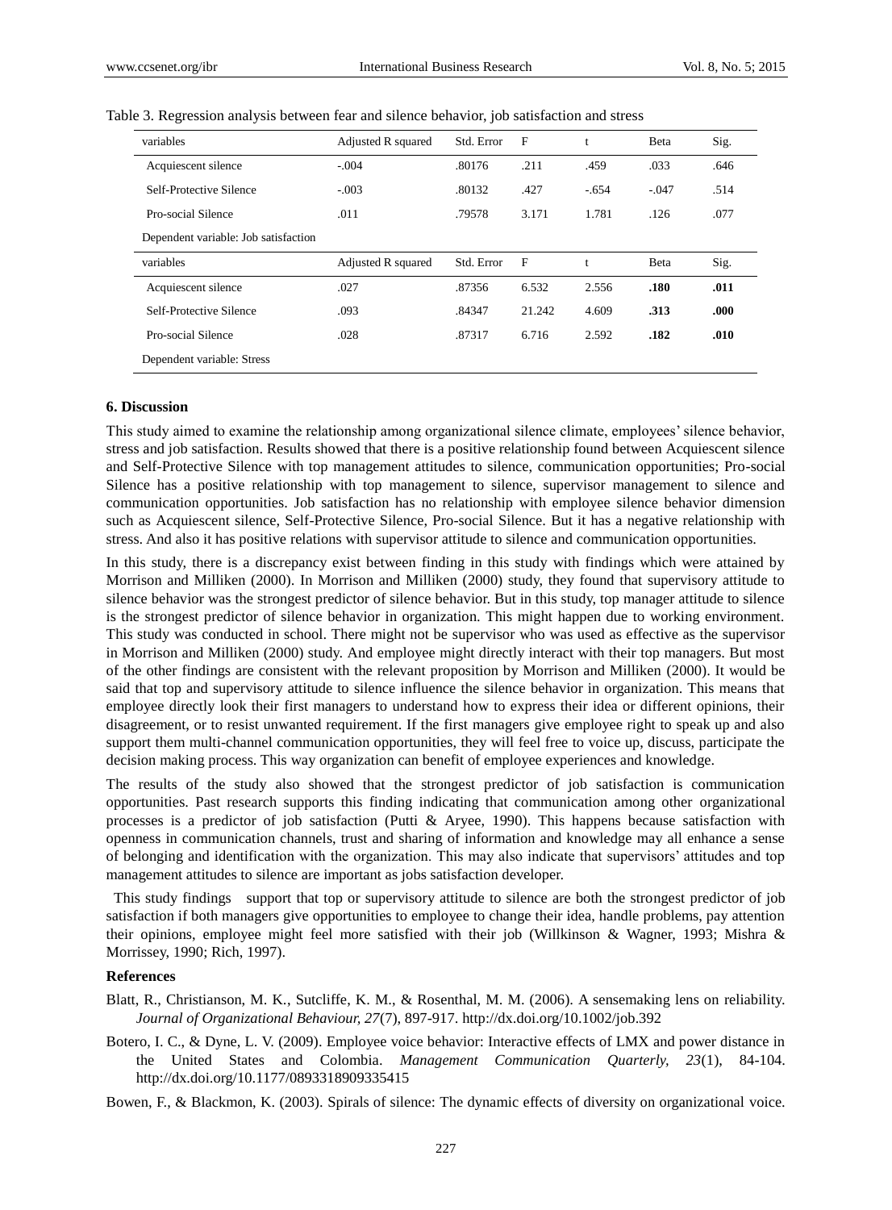Table 3. Regression analysis between fear and silence behavior, job satisfaction and stress

| variables | Adjusted R squared | Std. Error | F | t | Beta | Sig. |
|---|---|---|---|---|---|---|
| Acquiescent silence | -.004 | .80176 | .211 | .459 | .033 | .646 |
| Self-Protective Silence | -.003 | .80132 | .427 | -.654 | -.047 | .514 |
| Pro-social Silence | .011 | .79578 | 3.171 | 1.781 | .126 | .077 |
| Dependent variable: Job satisfaction | | | | | | |
| variables | Adjusted R squared | Std. Error | F | t | Beta | Sig. |
| Acquiescent silence | .027 | .87356 | 6.532 | 2.556 | **.180** | **.011** |
| Self-Protective Silence | .093 | .84347 | 21.242 | 4.609 | **.313** | **.000** |
| Pro-social Silence | .028 | .87317 | 6.716 | 2.592 | **.182** | **.010** |
| Dependent variable: Stress | | | | | | |

## 6. Discussion

This study aimed to examine the relationship among organizational silence climate, employees' silence behavior, stress and job satisfaction. Results showed that there is a positive relationship found between Acquiescent silence and Self-Protective Silence with top management attitudes to silence, communication opportunities; Pro-social Silence has a positive relationship with top management to silence, supervisor management to silence and communication opportunities. Job satisfaction has no relationship with employee silence behavior dimension such as Acquiescent silence, Self-Protective Silence, Pro-social Silence. But it has a negative relationship with stress. And also it has positive relations with supervisor attitude to silence and communication opportunities.

In this study, there is a discrepancy exist between finding in this study with findings which were attained by Morrison and Milliken (2000). In Morrison and Milliken (2000) study, they found that supervisory attitude to silence behavior was the strongest predictor of silence behavior. But in this study, top manager attitude to silence is the strongest predictor of silence behavior in organization. This might happen due to working environment. This study was conducted in school. There might not be supervisor who was used as effective as the supervisor in Morrison and Milliken (2000) study. And employee might directly interact with their top managers. But most of the other findings are consistent with the relevant proposition by Morrison and Milliken (2000). It would be said that top and supervisory attitude to silence influence the silence behavior in organization. This means that employee directly look their first managers to understand how to express their idea or different opinions, their disagreement, or to resist unwanted requirement. If the first managers give employee right to speak up and also support them multi-channel communication opportunities, they will feel free to voice up, discuss, participate the decision making process. This way organization can benefit of employee experiences and knowledge.

The results of the study also showed that the strongest predictor of job satisfaction is communication opportunities. Past research supports this finding indicating that communication among other organizational processes is a predictor of job satisfaction (Putti & Aryee, 1990). This happens because satisfaction with openness in communication channels, trust and sharing of information and knowledge may all enhance a sense of belonging and identification with the organization. This may also indicate that supervisors' attitudes and top management attitudes to silence are important as jobs satisfaction developer.

This study findings support that top or supervisory attitude to silence are both the strongest predictor of job satisfaction if both managers give opportunities to employee to change their idea, handle problems, pay attention their opinions, employee might feel more satisfied with their job (Willkinson & Wagner, 1993; Mishra & Morrissey, 1990; Rich, 1997).

## References

Blatt, R., Christianson, M. K., Sutcliffe, K. M., & Rosenthal, M. M. (2006). A sensemaking lens on reliability. *Journal of Organizational Behaviour, 27*(7), 897-917. http://dx.doi.org/10.1002/job.392

Botero, I. C., & Dyne, L. V. (2009). Employee voice behavior: Interactive effects of LMX and power distance in the United States and Colombia. *Management Communication Quarterly, 23*(1), 84-104. http://dx.doi.org/10.1177/0893318909335415

Bowen, F., & Blackmon, K. (2003). Spirals of silence: The dynamic effects of diversity on organizational voice.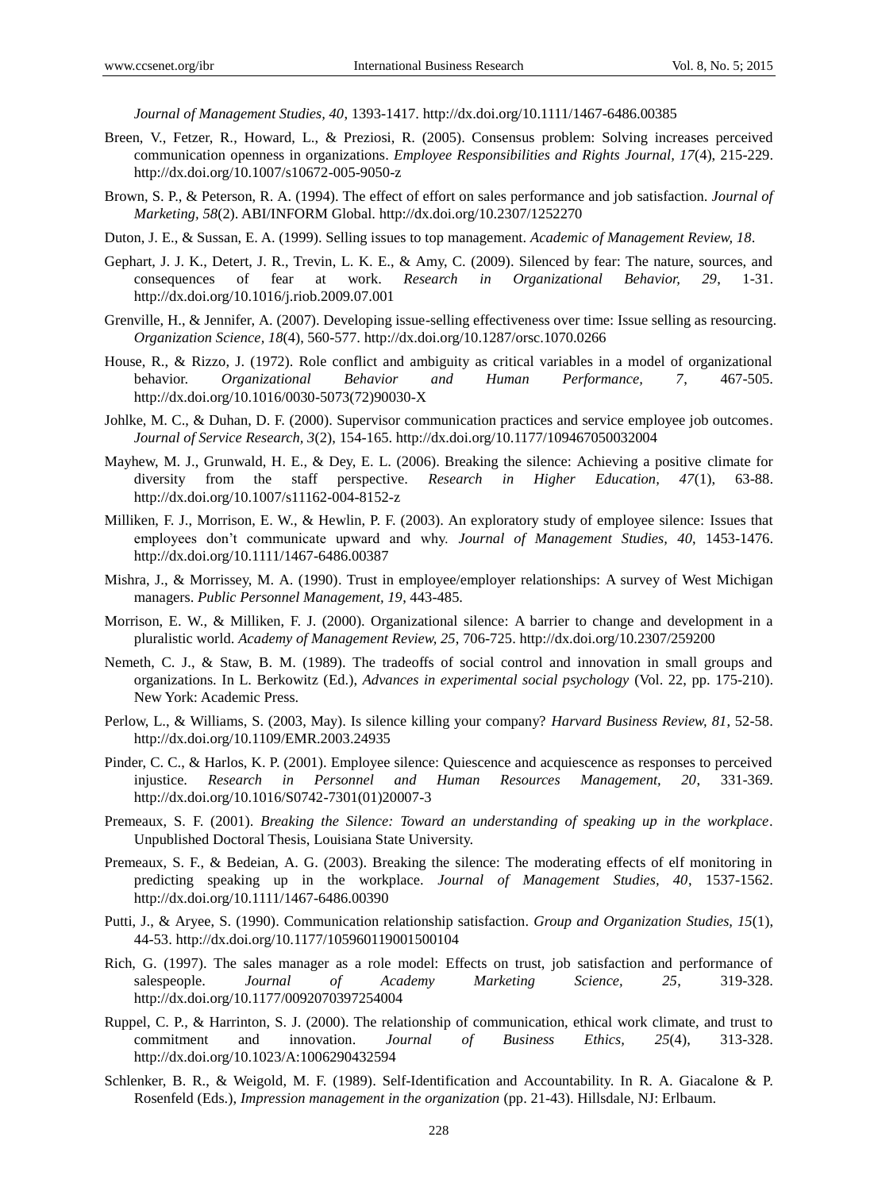*Journal of Management Studies, 40*, 1393-1417. http://dx.doi.org/10.1111/1467-6486.00385

Breen, V., Fetzer, R., Howard, L., & Preziosi, R. (2005). Consensus problem: Solving increases perceived communication openness in organizations. *Employee Responsibilities and Rights Journal, 17*(4), 215-229. http://dx.doi.org/10.1007/s10672-005-9050-z

Brown, S. P., & Peterson, R. A. (1994). The effect of effort on sales performance and job satisfaction. *Journal of Marketing, 58*(2). ABI/INFORM Global. http://dx.doi.org/10.2307/1252270

Duton, J. E., & Sussan, E. A. (1999). Selling issues to top management. *Academic of Management Review, 18*.

Gephart, J. J. K., Detert, J. R., Trevin, L. K. E., & Amy, C. (2009). Silenced by fear: The nature, sources, and consequences of fear at work. *Research in Organizational Behavior, 29*, 1-31. http://dx.doi.org/10.1016/j.riob.2009.07.001

Grenville, H., & Jennifer, A. (2007). Developing issue-selling effectiveness over time: Issue selling as resourcing. *Organization Science, 18*(4), 560-577. http://dx.doi.org/10.1287/orsc.1070.0266

House, R., & Rizzo, J. (1972). Role conflict and ambiguity as critical variables in a model of organizational behavior. *Organizational Behavior and Human Performance, 7*, 467-505. http://dx.doi.org/10.1016/0030-5073(72)90030-X

Johlke, M. C., & Duhan, D. F. (2000). Supervisor communication practices and service employee job outcomes. *Journal of Service Research, 3*(2), 154-165. http://dx.doi.org/10.1177/109467050032004

Mayhew, M. J., Grunwald, H. E., & Dey, E. L. (2006). Breaking the silence: Achieving a positive climate for diversity from the staff perspective. *Research in Higher Education, 47*(1), 63-88. http://dx.doi.org/10.1007/s11162-004-8152-z

Milliken, F. J., Morrison, E. W., & Hewlin, P. F. (2003). An exploratory study of employee silence: Issues that employees don't communicate upward and why. *Journal of Management Studies, 40*, 1453-1476. http://dx.doi.org/10.1111/1467-6486.00387

Mishra, J., & Morrissey, M. A. (1990). Trust in employee/employer relationships: A survey of West Michigan managers. *Public Personnel Management, 19*, 443-485.

Morrison, E. W., & Milliken, F. J. (2000). Organizational silence: A barrier to change and development in a pluralistic world. *Academy of Management Review, 25*, 706-725. http://dx.doi.org/10.2307/259200

Nemeth, C. J., & Staw, B. M. (1989). The tradeoffs of social control and innovation in small groups and organizations. In L. Berkowitz (Ed.), *Advances in experimental social psychology* (Vol. 22, pp. 175-210). New York: Academic Press.

Perlow, L., & Williams, S. (2003, May). Is silence killing your company? *Harvard Business Review, 81*, 52-58. http://dx.doi.org/10.1109/EMR.2003.24935

Pinder, C. C., & Harlos, K. P. (2001). Employee silence: Quiescence and acquiescence as responses to perceived injustice. *Research in Personnel and Human Resources Management, 20*, 331-369. http://dx.doi.org/10.1016/S0742-7301(01)20007-3

Premeaux, S. F. (2001). *Breaking the Silence: Toward an understanding of speaking up in the workplace*. Unpublished Doctoral Thesis, Louisiana State University.

Premeaux, S. F., & Bedeian, A. G. (2003). Breaking the silence: The moderating effects of elf monitoring in predicting speaking up in the workplace. *Journal of Management Studies, 40*, 1537-1562. http://dx.doi.org/10.1111/1467-6486.00390

Putti, J., & Aryee, S. (1990). Communication relationship satisfaction. *Group and Organization Studies, 15*(1), 44-53. http://dx.doi.org/10.1177/105960119001500104

Rich, G. (1997). The sales manager as a role model: Effects on trust, job satisfaction and performance of salespeople. *Journal of Academy Marketing Science, 25*, 319-328. http://dx.doi.org/10.1177/0092070397254004

Ruppel, C. P., & Harrinton, S. J. (2000). The relationship of communication, ethical work climate, and trust to commitment and innovation. *Journal of Business Ethics, 25*(4), 313-328. http://dx.doi.org/10.1023/A:1006290432594

Schlenker, B. R., & Weigold, M. F. (1989). Self-Identification and Accountability. In R. A. Giacalone & P. Rosenfeld (Eds.), *Impression management in the organization* (pp. 21-43). Hillsdale, NJ: Erlbaum.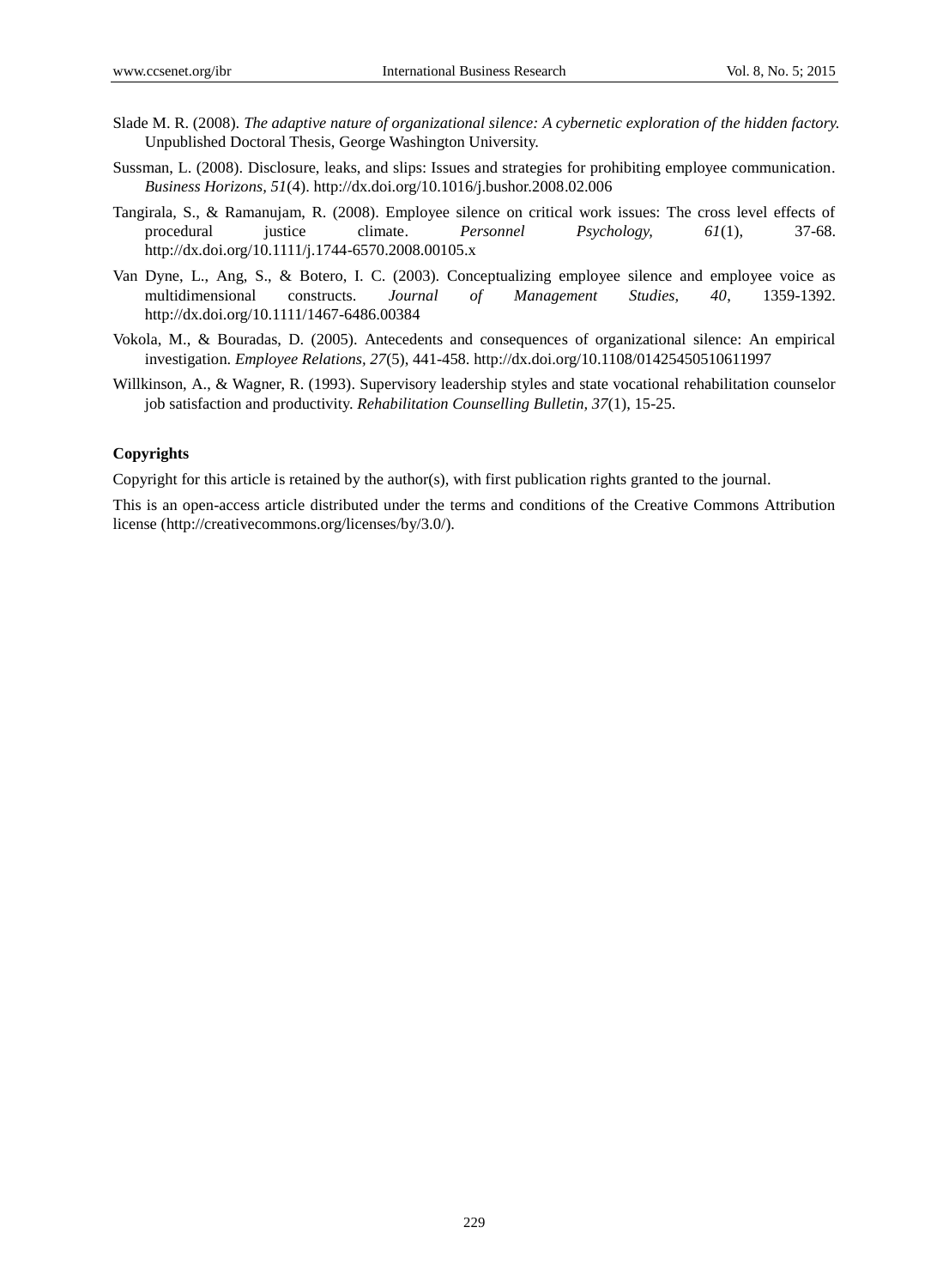Slade M. R. (2008). *The adaptive nature of organizational silence: A cybernetic exploration of the hidden factory.* Unpublished Doctoral Thesis, George Washington University.

Sussman, L. (2008). Disclosure, leaks, and slips: Issues and strategies for prohibiting employee communication. *Business Horizons, 51*(4). http://dx.doi.org/10.1016/j.bushor.2008.02.006

Tangirala, S., & Ramanujam, R. (2008). Employee silence on critical work issues: The cross level effects of procedural justice climate. *Personnel Psychology, 61*(1), 37-68. http://dx.doi.org/10.1111/j.1744-6570.2008.00105.x

Van Dyne, L., Ang, S., & Botero, I. C. (2003). Conceptualizing employee silence and employee voice as multidimensional constructs. *Journal of Management Studies, 40*, 1359-1392. http://dx.doi.org/10.1111/1467-6486.00384

Vokola, M., & Bouradas, D. (2005). Antecedents and consequences of organizational silence: An empirical investigation. *Employee Relations, 27*(5), 441-458. http://dx.doi.org/10.1108/01425450510611997

Willkinson, A., & Wagner, R. (1993). Supervisory leadership styles and state vocational rehabilitation counselor job satisfaction and productivity. *Rehabilitation Counselling Bulletin, 37*(1), 15-25.

**Copyrights**

Copyright for this article is retained by the author(s), with first publication rights granted to the journal.

This is an open-access article distributed under the terms and conditions of the Creative Commons Attribution license (http://creativecommons.org/licenses/by/3.0/).